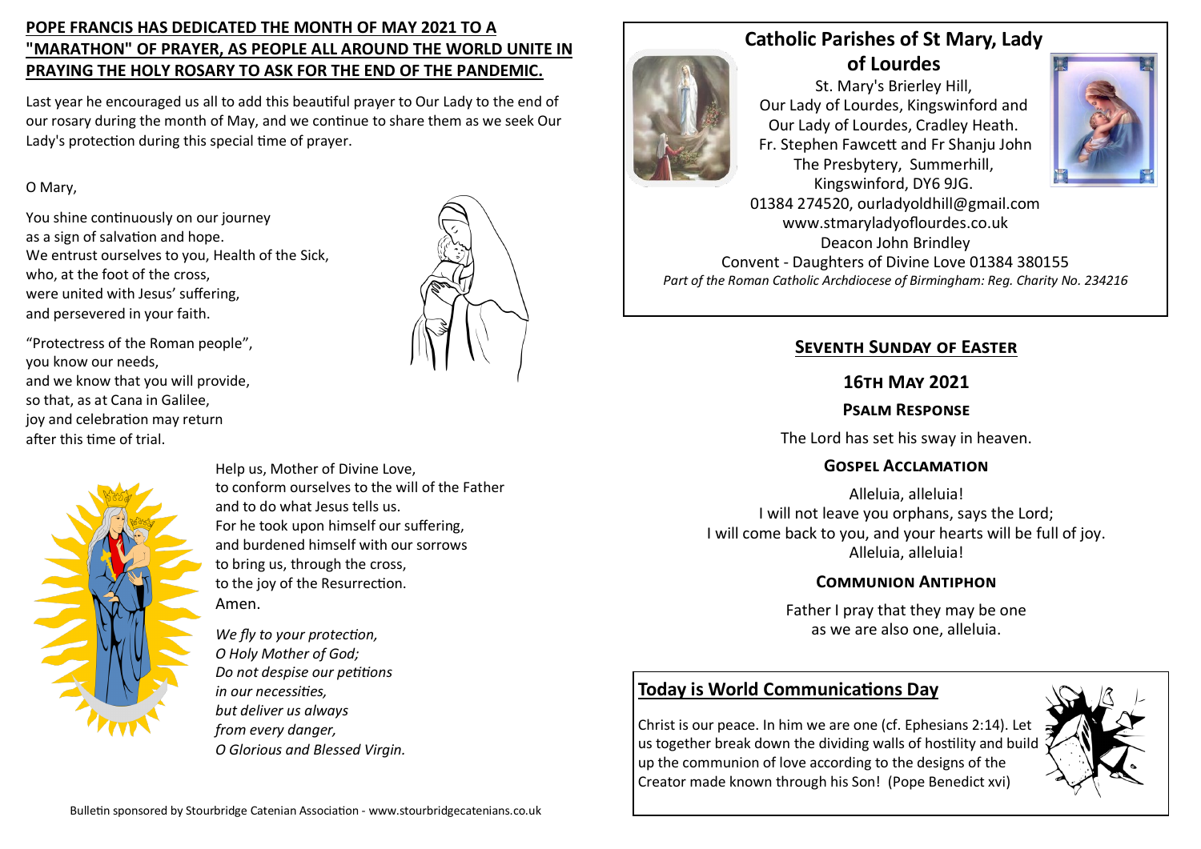## POPE FRANCIS HAS DEDICATED THE MONTH OF MAY 2021 TO A "MARATHON" OF PRAYER, AS PEOPLE ALL AROUND THE WORLD UNITE IN PRAYING THE HOLY ROSARY TO ASK FOR THE END OF THE PANDEMIC.

Last year he encouraged us all to add this beautiful prayer to Our Lady to the end of our rosary during the month of May, and we continue to share them as we seek Our Lady's protection during this special time of prayer.

O Mary,

You shine continuously on our journey
as a sign of salvation and hope.
We entrust ourselves to you, Health of the Sick,
who, at the foot of the cross,
were united with Jesus' suffering,
and persevered in your faith.

"Protectress of the Roman people",
you know our needs,
and we know that you will provide,
so that, as at Cana in Galilee,
joy and celebration may return
after this time of trial.

Help us, Mother of Divine Love,
to conform ourselves to the will of the Father
and to do what Jesus tells us.
For he took upon himself our suffering,
and burdened himself with our sorrows
to bring us, through the cross,
to the joy of the Resurrection.
Amen.

*We fly to your protection,*
*O Holy Mother of God;*
*Do not despise our petitions*
*in our necessities,*
*but deliver us always*
*from every danger,*
*O Glorious and Blessed Virgin.*

Bulletin sponsored by Stourbridge Catenian Association - www.stourbridgecatenians.co.uk

# Catholic Parishes of St Mary, Lady of Lourdes

St. Mary's Brierley Hill,
Our Lady of Lourdes, Kingswinford and
Our Lady of Lourdes, Cradley Heath.
Fr. Stephen Fawcett and Fr Shanju John
The Presbytery, Summerhill,
Kingswinford, DY6 9JG.
01384 274520, ourladyoldhill@gmail.com
www.stmaryladyoflourdes.co.uk
Deacon John Brindley
Convent - Daughters of Divine Love 01384 380155
*Part of the Roman Catholic Archdiocese of Birmingham: Reg. Charity No. 234216*

## Seventh Sunday of Easter

### 16th May 2021

### Psalm Response

The Lord has set his sway in heaven.

### Gospel Acclamation

Alleluia, alleluia!
I will not leave you orphans, says the Lord;
I will come back to you, and your hearts will be full of joy.
Alleluia, alleluia!

### Communion Antiphon

Father I pray that they may be one
as we are also one, alleluia.

## Today is World Communications Day

Christ is our peace. In him we are one (cf. Ephesians 2:14). Let us together break down the dividing walls of hostility and build up the communion of love according to the designs of the Creator made known through his Son! (Pope Benedict xvi)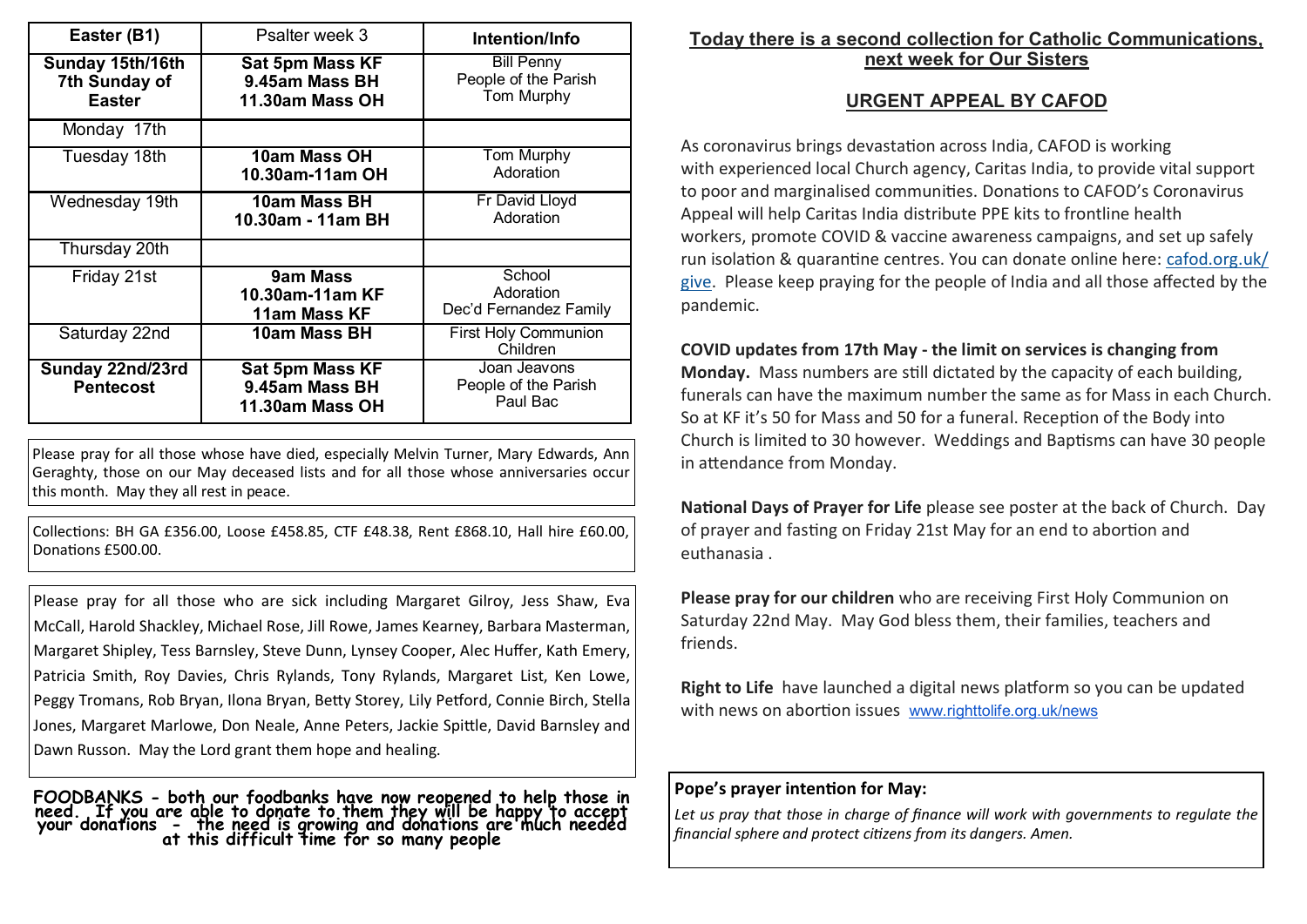| Easter (B1) | Psalter week 3 | Intention/Info |
|---|---|---|
| **Sunday 15th/16th 7th Sunday of Easter** | **Sat 5pm Mass KF 9.45am Mass BH 11.30am Mass OH** | Bill Penny People of the Parish Tom Murphy |
| Monday 17th | | |
| Tuesday 18th | **10am Mass OH 10.30am-11am OH** | Tom Murphy Adoration |
| Wednesday 19th | **10am Mass BH 10.30am - 11am BH** | Fr David Lloyd Adoration |
| Thursday 20th | | |
| Friday 21st | **9am Mass 10.30am-11am KF 11am Mass KF** | School Adoration Dec'd Fernandez Family |
| Saturday 22nd | **10am Mass BH** | First Holy Communion Children |
| **Sunday 22nd/23rd Pentecost** | **Sat 5pm Mass KF 9.45am Mass BH 11.30am Mass OH** | Joan Jeavons People of the Parish Paul Bac |

Please pray for all those whose have died, especially Melvin Turner, Mary Edwards, Ann Geraghty, those on our May deceased lists and for all those whose anniversaries occur this month. May they all rest in peace.

Collections: BH GA £356.00, Loose £458.85, CTF £48.38, Rent £868.10, Hall hire £60.00, Donations £500.00.

Please pray for all those who are sick including Margaret Gilroy, Jess Shaw, Eva McCall, Harold Shackley, Michael Rose, Jill Rowe, James Kearney, Barbara Masterman, Margaret Shipley, Tess Barnsley, Steve Dunn, Lynsey Cooper, Alec Huffer, Kath Emery, Patricia Smith, Roy Davies, Chris Rylands, Tony Rylands, Margaret List, Ken Lowe, Peggy Tromans, Rob Bryan, Ilona Bryan, Betty Storey, Lily Petford, Connie Birch, Stella Jones, Margaret Marlowe, Don Neale, Anne Peters, Jackie Spittle, David Barnsley and Dawn Russon. May the Lord grant them hope and healing.

**FOODBANKS - both our foodbanks have now reopened to help those in need. If you are able to donate to them they will be happy to accept your donations - the need is growing and donations are much needed at this difficult time for so many people**

**Today there is a second collection for Catholic Communications, next week for Our Sisters**

## URGENT APPEAL BY CAFOD

As coronavirus brings devastation across India, CAFOD is working with experienced local Church agency, Caritas India, to provide vital support to poor and marginalised communities. Donations to CAFOD's Coronavirus Appeal will help Caritas India distribute PPE kits to frontline health workers, promote COVID & vaccine awareness campaigns, and set up safely run isolation & quarantine centres. You can donate online here: cafod.org.uk/give. Please keep praying for the people of India and all those affected by the pandemic.

**COVID updates from 17th May - the limit on services is changing from Monday.** Mass numbers are still dictated by the capacity of each building, funerals can have the maximum number the same as for Mass in each Church. So at KF it's 50 for Mass and 50 for a funeral. Reception of the Body into Church is limited to 30 however. Weddings and Baptisms can have 30 people in attendance from Monday.

**National Days of Prayer for Life** please see poster at the back of Church. Day of prayer and fasting on Friday 21st May for an end to abortion and euthanasia .

**Please pray for our children** who are receiving First Holy Communion on Saturday 22nd May. May God bless them, their families, teachers and friends.

**Right to Life** have launched a digital news platform so you can be updated with news on abortion issues www.righttolife.org.uk/news

**Pope's prayer intention for May:**

*Let us pray that those in charge of finance will work with governments to regulate the financial sphere and protect citizens from its dangers. Amen.*